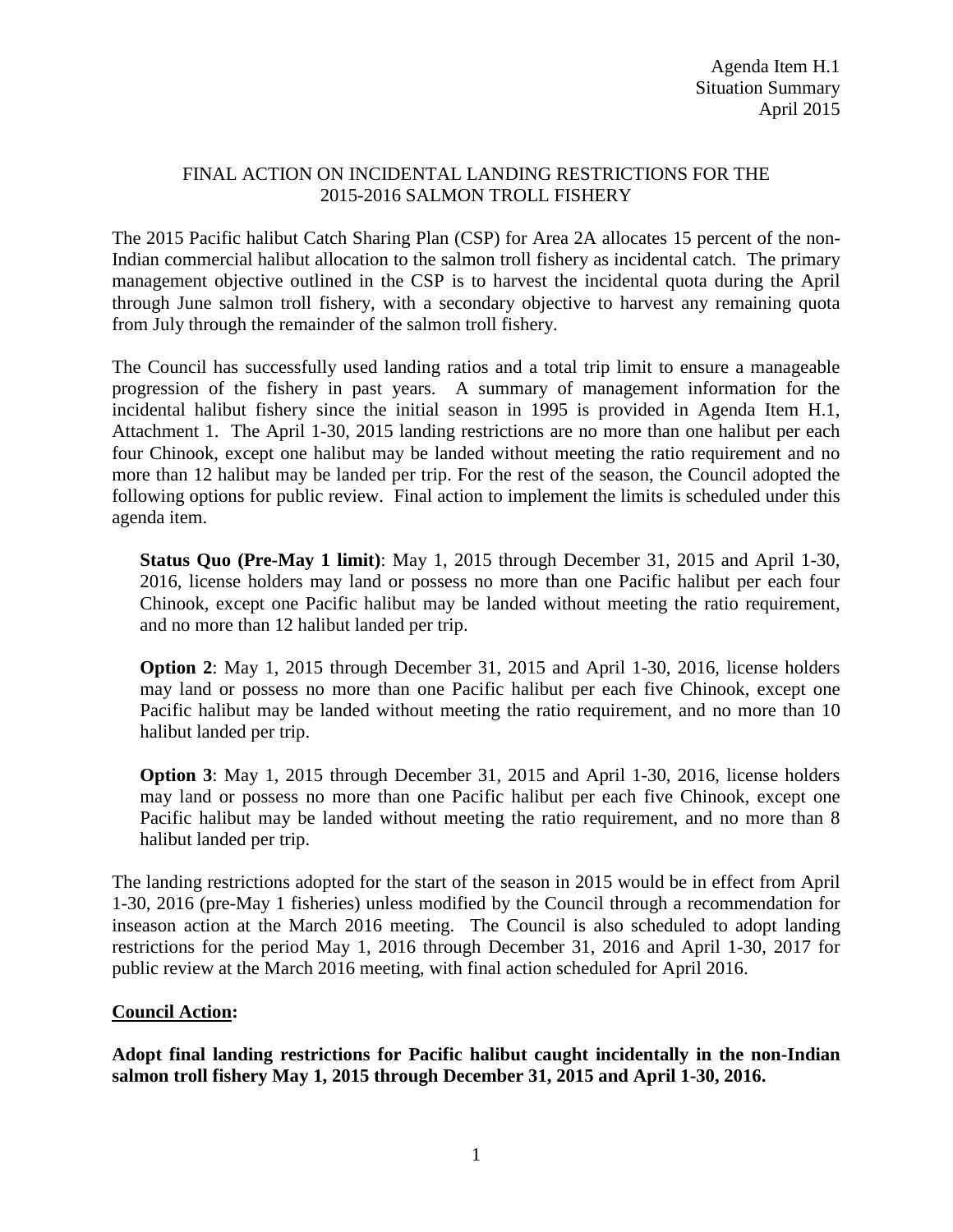Agenda Item H.1
Situation Summary
April 2015

# FINAL ACTION ON INCIDENTAL LANDING RESTRICTIONS FOR THE 2015-2016 SALMON TROLL FISHERY

The 2015 Pacific halibut Catch Sharing Plan (CSP) for Area 2A allocates 15 percent of the non-Indian commercial halibut allocation to the salmon troll fishery as incidental catch. The primary management objective outlined in the CSP is to harvest the incidental quota during the April through June salmon troll fishery, with a secondary objective to harvest any remaining quota from July through the remainder of the salmon troll fishery.

The Council has successfully used landing ratios and a total trip limit to ensure a manageable progression of the fishery in past years. A summary of management information for the incidental halibut fishery since the initial season in 1995 is provided in Agenda Item H.1, Attachment 1. The April 1-30, 2015 landing restrictions are no more than one halibut per each four Chinook, except one halibut may be landed without meeting the ratio requirement and no more than 12 halibut may be landed per trip. For the rest of the season, the Council adopted the following options for public review. Final action to implement the limits is scheduled under this agenda item.

**Status Quo (Pre-May 1 limit)**: May 1, 2015 through December 31, 2015 and April 1-30, 2016, license holders may land or possess no more than one Pacific halibut per each four Chinook, except one Pacific halibut may be landed without meeting the ratio requirement, and no more than 12 halibut landed per trip.

**Option 2**: May 1, 2015 through December 31, 2015 and April 1-30, 2016, license holders may land or possess no more than one Pacific halibut per each five Chinook, except one Pacific halibut may be landed without meeting the ratio requirement, and no more than 10 halibut landed per trip.

**Option 3**: May 1, 2015 through December 31, 2015 and April 1-30, 2016, license holders may land or possess no more than one Pacific halibut per each five Chinook, except one Pacific halibut may be landed without meeting the ratio requirement, and no more than 8 halibut landed per trip.

The landing restrictions adopted for the start of the season in 2015 would be in effect from April 1-30, 2016 (pre-May 1 fisheries) unless modified by the Council through a recommendation for inseason action at the March 2016 meeting. The Council is also scheduled to adopt landing restrictions for the period May 1, 2016 through December 31, 2016 and April 1-30, 2017 for public review at the March 2016 meeting, with final action scheduled for April 2016.

**Council Action:**

**Adopt final landing restrictions for Pacific halibut caught incidentally in the non-Indian salmon troll fishery May 1, 2015 through December 31, 2015 and April 1-30, 2016.**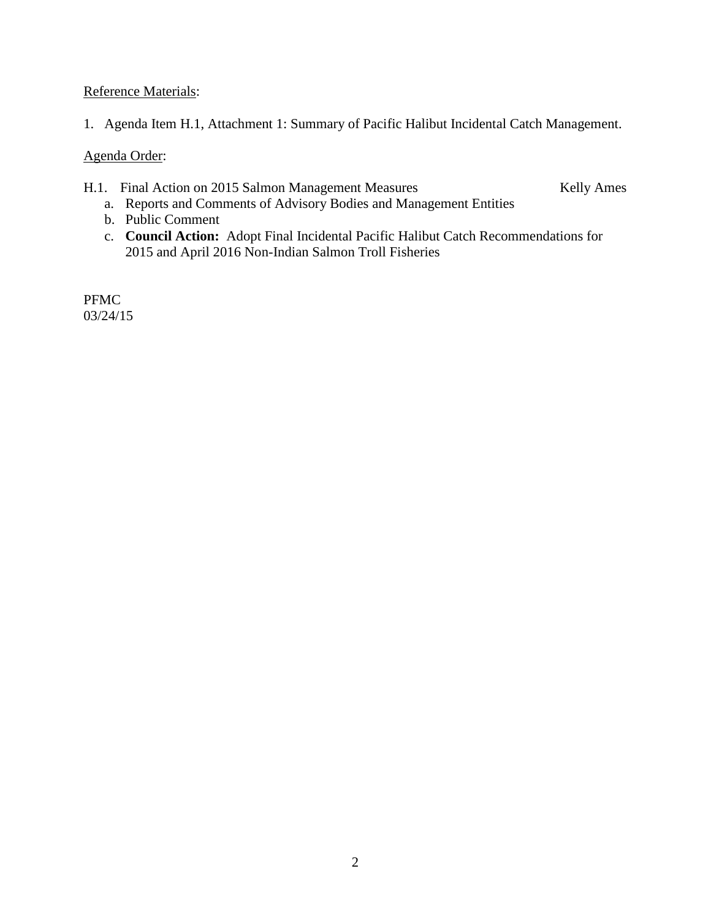<u>Reference Materials</u>:

1. Agenda Item H.1, Attachment 1: Summary of Pacific Halibut Incidental Catch Management.

<u>Agenda Order</u>:

H.1. Final Action on 2015 Salmon Management Measures — Kelly Ames

   a. Reports and Comments of Advisory Bodies and Management Entities
   b. Public Comment
   c. **Council Action:** Adopt Final Incidental Pacific Halibut Catch Recommendations for 2015 and April 2016 Non-Indian Salmon Troll Fisheries

PFMC
03/24/15